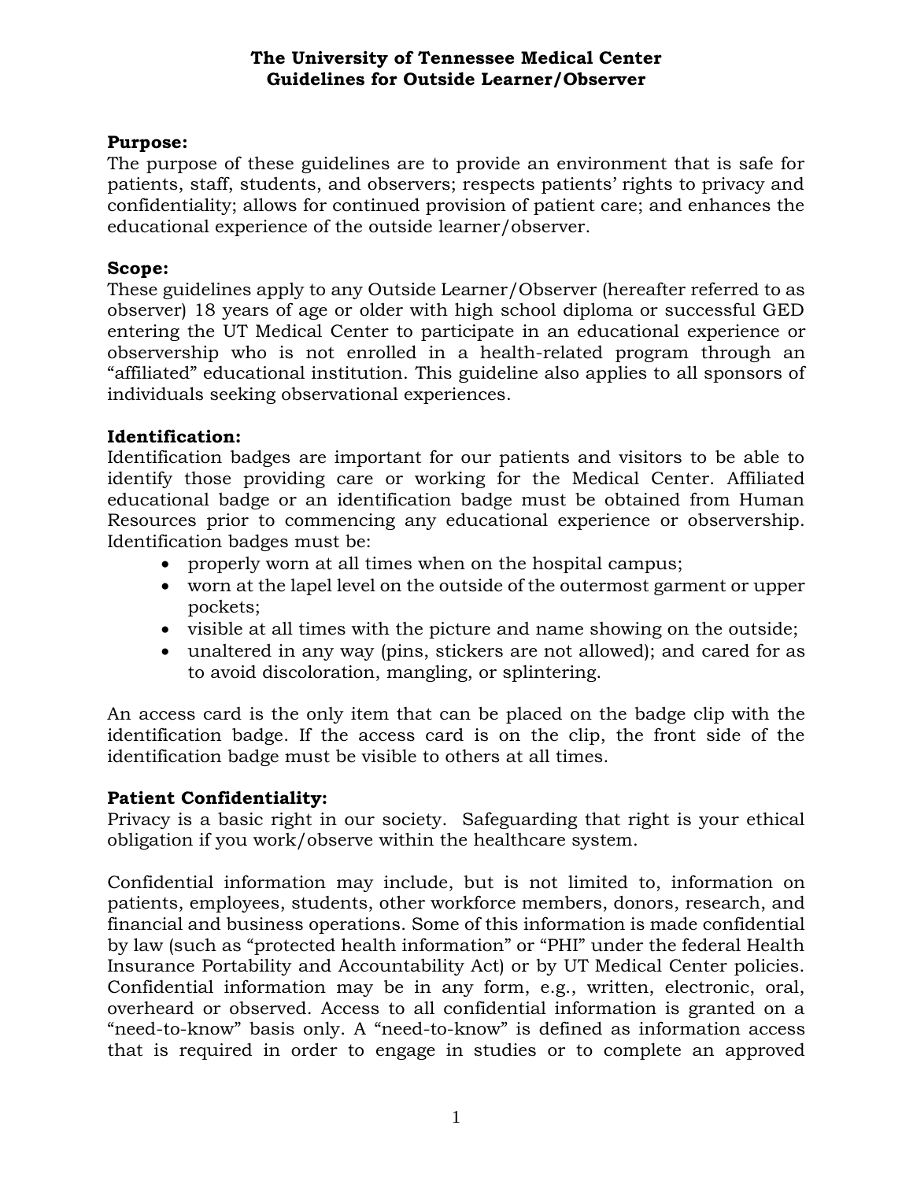# The University of Tennessee Medical Center
## Guidelines for Outside Learner/Observer

**Purpose:**
The purpose of these guidelines are to provide an environment that is safe for patients, staff, students, and observers; respects patients' rights to privacy and confidentiality; allows for continued provision of patient care; and enhances the educational experience of the outside learner/observer.

**Scope:**
These guidelines apply to any Outside Learner/Observer (hereafter referred to as observer) 18 years of age or older with high school diploma or successful GED entering the UT Medical Center to participate in an educational experience or observership who is not enrolled in a health-related program through an "affiliated" educational institution. This guideline also applies to all sponsors of individuals seeking observational experiences.

**Identification:**
Identification badges are important for our patients and visitors to be able to identify those providing care or working for the Medical Center. Affiliated educational badge or an identification badge must be obtained from Human Resources prior to commencing any educational experience or observership. Identification badges must be:

- properly worn at all times when on the hospital campus;
- worn at the lapel level on the outside of the outermost garment or upper pockets;
- visible at all times with the picture and name showing on the outside;
- unaltered in any way (pins, stickers are not allowed); and cared for as to avoid discoloration, mangling, or splintering.

An access card is the only item that can be placed on the badge clip with the identification badge. If the access card is on the clip, the front side of the identification badge must be visible to others at all times.

**Patient Confidentiality:**
Privacy is a basic right in our society. Safeguarding that right is your ethical obligation if you work/observe within the healthcare system.

Confidential information may include, but is not limited to, information on patients, employees, students, other workforce members, donors, research, and financial and business operations. Some of this information is made confidential by law (such as "protected health information" or "PHI" under the federal Health Insurance Portability and Accountability Act) or by UT Medical Center policies. Confidential information may be in any form, e.g., written, electronic, oral, overheard or observed. Access to all confidential information is granted on a "need-to-know" basis only. A "need-to-know" is defined as information access that is required in order to engage in studies or to complete an approved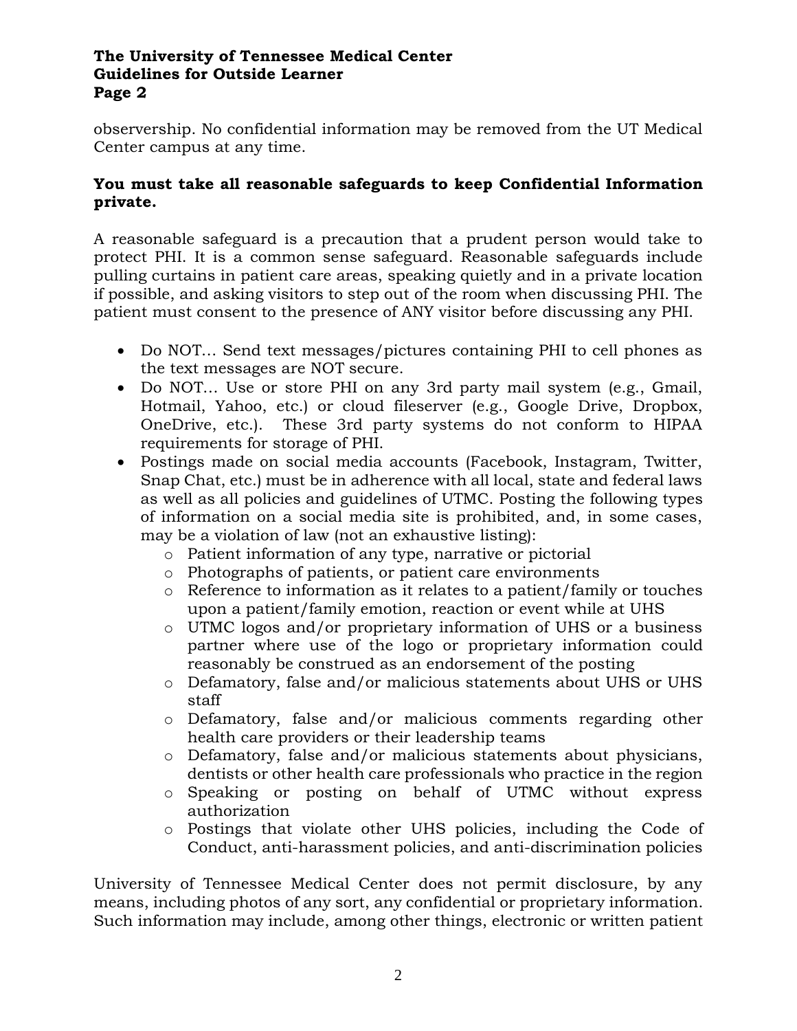observership. No confidential information may be removed from the UT Medical Center campus at any time.

**You must take all reasonable safeguards to keep Confidential Information private.**

A reasonable safeguard is a precaution that a prudent person would take to protect PHI. It is a common sense safeguard. Reasonable safeguards include pulling curtains in patient care areas, speaking quietly and in a private location if possible, and asking visitors to step out of the room when discussing PHI. The patient must consent to the presence of ANY visitor before discussing any PHI.

- Do NOT… Send text messages/pictures containing PHI to cell phones as the text messages are NOT secure.
- Do NOT… Use or store PHI on any 3rd party mail system (e.g., Gmail, Hotmail, Yahoo, etc.) or cloud fileserver (e.g., Google Drive, Dropbox, OneDrive, etc.). These 3rd party systems do not conform to HIPAA requirements for storage of PHI.
- Postings made on social media accounts (Facebook, Instagram, Twitter, Snap Chat, etc.) must be in adherence with all local, state and federal laws as well as all policies and guidelines of UTMC. Posting the following types of information on a social media site is prohibited, and, in some cases, may be a violation of law (not an exhaustive listing):
    - Patient information of any type, narrative or pictorial
    - Photographs of patients, or patient care environments
    - Reference to information as it relates to a patient/family or touches upon a patient/family emotion, reaction or event while at UHS
    - UTMC logos and/or proprietary information of UHS or a business partner where use of the logo or proprietary information could reasonably be construed as an endorsement of the posting
    - Defamatory, false and/or malicious statements about UHS or UHS staff
    - Defamatory, false and/or malicious comments regarding other health care providers or their leadership teams
    - Defamatory, false and/or malicious statements about physicians, dentists or other health care professionals who practice in the region
    - Speaking or posting on behalf of UTMC without express authorization
    - Postings that violate other UHS policies, including the Code of Conduct, anti-harassment policies, and anti-discrimination policies

University of Tennessee Medical Center does not permit disclosure, by any means, including photos of any sort, any confidential or proprietary information. Such information may include, among other things, electronic or written patient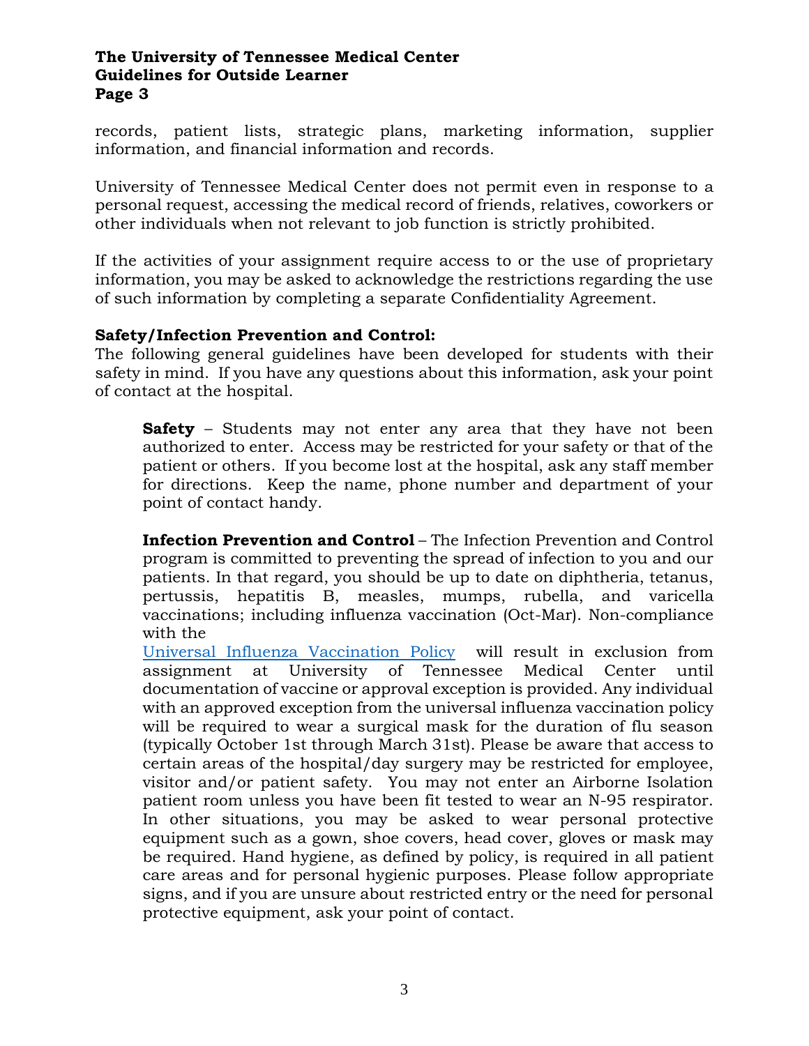records, patient lists, strategic plans, marketing information, supplier information, and financial information and records.

University of Tennessee Medical Center does not permit even in response to a personal request, accessing the medical record of friends, relatives, coworkers or other individuals when not relevant to job function is strictly prohibited.

If the activities of your assignment require access to or the use of proprietary information, you may be asked to acknowledge the restrictions regarding the use of such information by completing a separate Confidentiality Agreement.

**Safety/Infection Prevention and Control:**
The following general guidelines have been developed for students with their safety in mind. If you have any questions about this information, ask your point of contact at the hospital.

> **Safety** – Students may not enter any area that they have not been authorized to enter. Access may be restricted for your safety or that of the patient or others. If you become lost at the hospital, ask any staff member for directions. Keep the name, phone number and department of your point of contact handy.
>
> **Infection Prevention and Control** – The Infection Prevention and Control program is committed to preventing the spread of infection to you and our patients. In that regard, you should be up to date on diphtheria, tetanus, pertussis, hepatitis B, measles, mumps, rubella, and varicella vaccinations; including influenza vaccination (Oct-Mar). Non-compliance with the Universal Influenza Vaccination Policy will result in exclusion from assignment at University of Tennessee Medical Center until documentation of vaccine or approval exception is provided. Any individual with an approved exception from the universal influenza vaccination policy will be required to wear a surgical mask for the duration of flu season (typically October 1st through March 31st). Please be aware that access to certain areas of the hospital/day surgery may be restricted for employee, visitor and/or patient safety. You may not enter an Airborne Isolation patient room unless you have been fit tested to wear an N-95 respirator. In other situations, you may be asked to wear personal protective equipment such as a gown, shoe covers, head cover, gloves or mask may be required. Hand hygiene, as defined by policy, is required in all patient care areas and for personal hygienic purposes. Please follow appropriate signs, and if you are unsure about restricted entry or the need for personal protective equipment, ask your point of contact.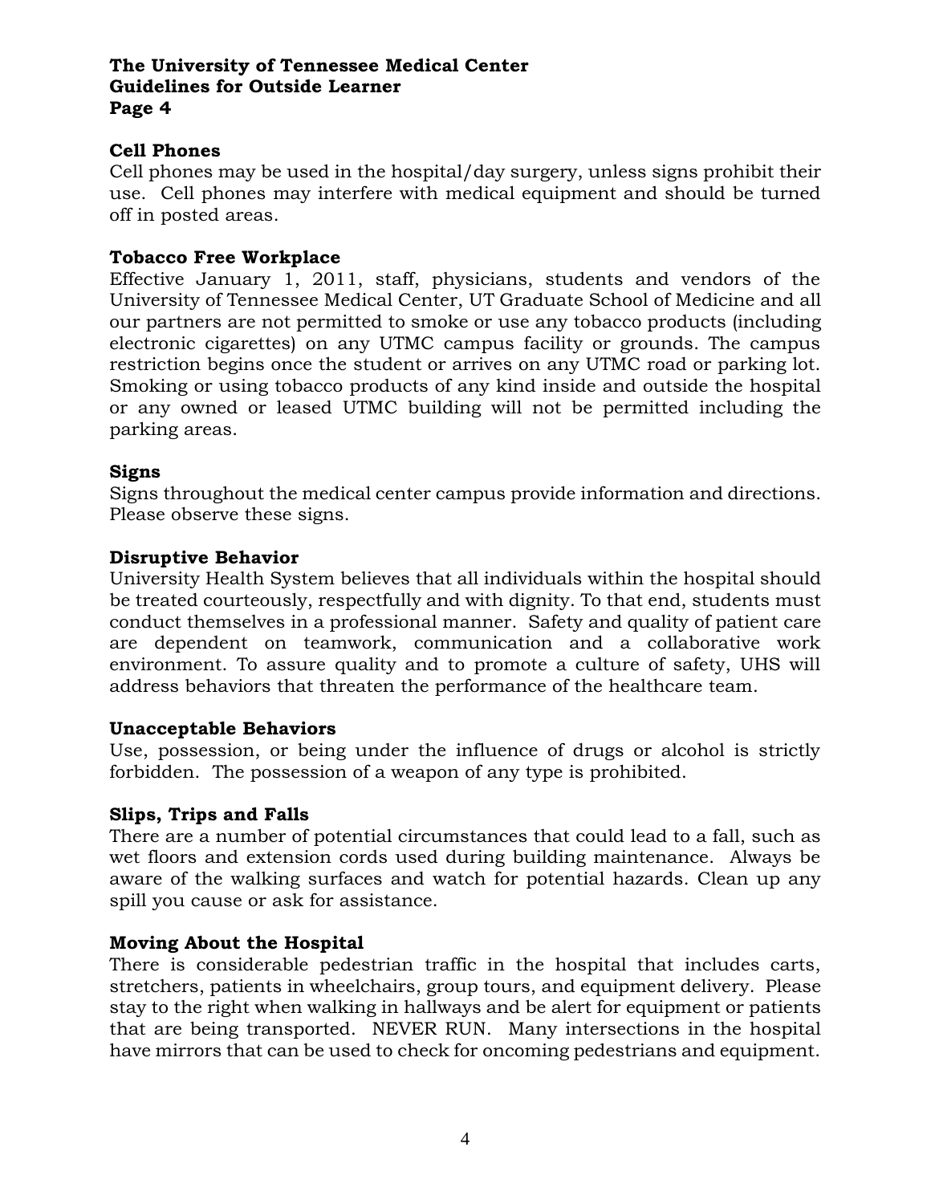## Cell Phones

Cell phones may be used in the hospital/day surgery, unless signs prohibit their use. Cell phones may interfere with medical equipment and should be turned off in posted areas.

## Tobacco Free Workplace

Effective January 1, 2011, staff, physicians, students and vendors of the University of Tennessee Medical Center, UT Graduate School of Medicine and all our partners are not permitted to smoke or use any tobacco products (including electronic cigarettes) on any UTMC campus facility or grounds. The campus restriction begins once the student or arrives on any UTMC road or parking lot. Smoking or using tobacco products of any kind inside and outside the hospital or any owned or leased UTMC building will not be permitted including the parking areas.

## Signs

Signs throughout the medical center campus provide information and directions. Please observe these signs.

## Disruptive Behavior

University Health System believes that all individuals within the hospital should be treated courteously, respectfully and with dignity. To that end, students must conduct themselves in a professional manner. Safety and quality of patient care are dependent on teamwork, communication and a collaborative work environment. To assure quality and to promote a culture of safety, UHS will address behaviors that threaten the performance of the healthcare team.

## Unacceptable Behaviors

Use, possession, or being under the influence of drugs or alcohol is strictly forbidden. The possession of a weapon of any type is prohibited.

## Slips, Trips and Falls

There are a number of potential circumstances that could lead to a fall, such as wet floors and extension cords used during building maintenance. Always be aware of the walking surfaces and watch for potential hazards. Clean up any spill you cause or ask for assistance.

## Moving About the Hospital

There is considerable pedestrian traffic in the hospital that includes carts, stretchers, patients in wheelchairs, group tours, and equipment delivery. Please stay to the right when walking in hallways and be alert for equipment or patients that are being transported. NEVER RUN. Many intersections in the hospital have mirrors that can be used to check for oncoming pedestrians and equipment.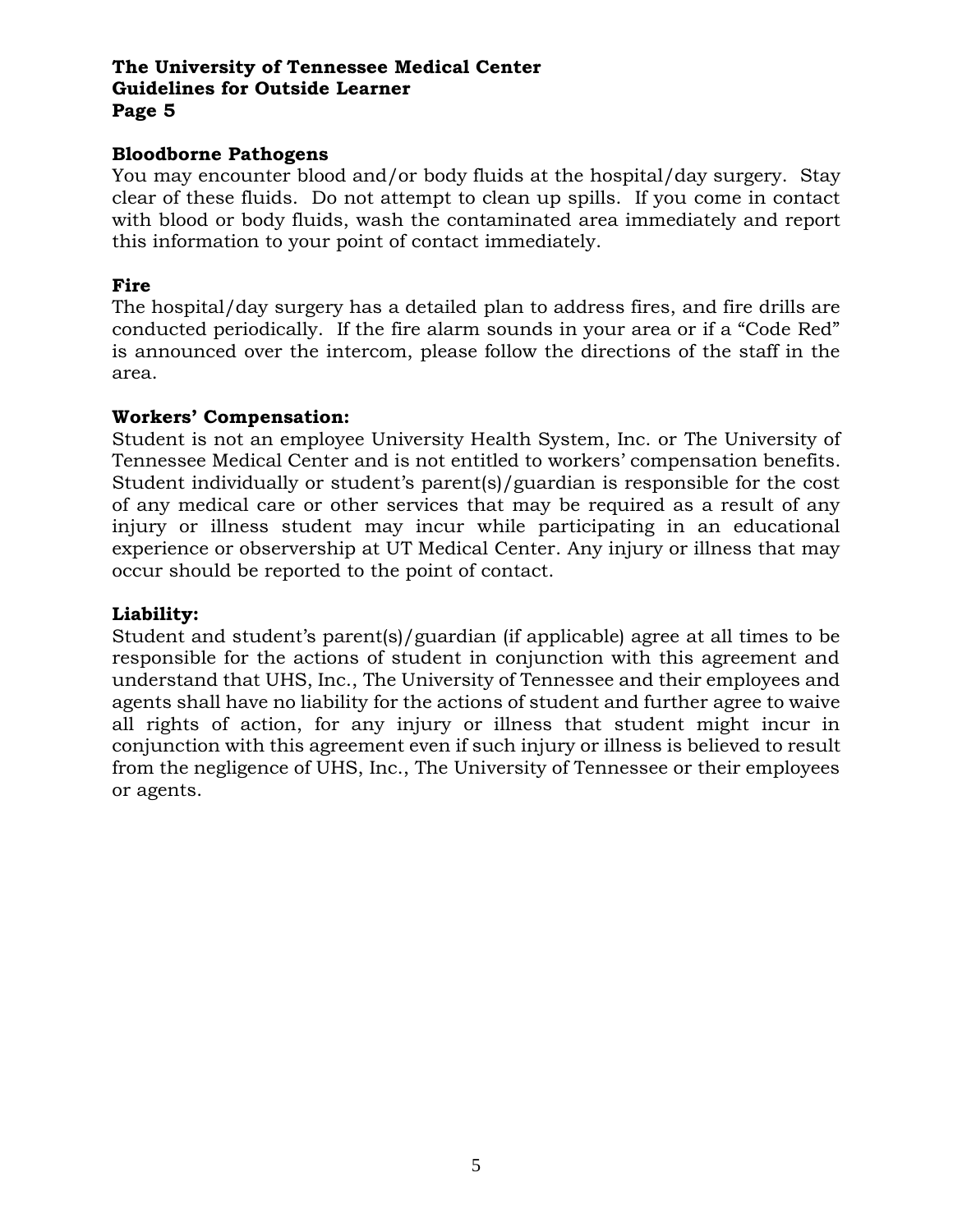## Bloodborne Pathogens

You may encounter blood and/or body fluids at the hospital/day surgery. Stay clear of these fluids. Do not attempt to clean up spills. If you come in contact with blood or body fluids, wash the contaminated area immediately and report this information to your point of contact immediately.

## Fire

The hospital/day surgery has a detailed plan to address fires, and fire drills are conducted periodically. If the fire alarm sounds in your area or if a “Code Red” is announced over the intercom, please follow the directions of the staff in the area.

## Workers’ Compensation:

Student is not an employee University Health System, Inc. or The University of Tennessee Medical Center and is not entitled to workers’ compensation benefits. Student individually or student’s parent(s)/guardian is responsible for the cost of any medical care or other services that may be required as a result of any injury or illness student may incur while participating in an educational experience or observership at UT Medical Center. Any injury or illness that may occur should be reported to the point of contact.

## Liability:

Student and student’s parent(s)/guardian (if applicable) agree at all times to be responsible for the actions of student in conjunction with this agreement and understand that UHS, Inc., The University of Tennessee and their employees and agents shall have no liability for the actions of student and further agree to waive all rights of action, for any injury or illness that student might incur in conjunction with this agreement even if such injury or illness is believed to result from the negligence of UHS, Inc., The University of Tennessee or their employees or agents.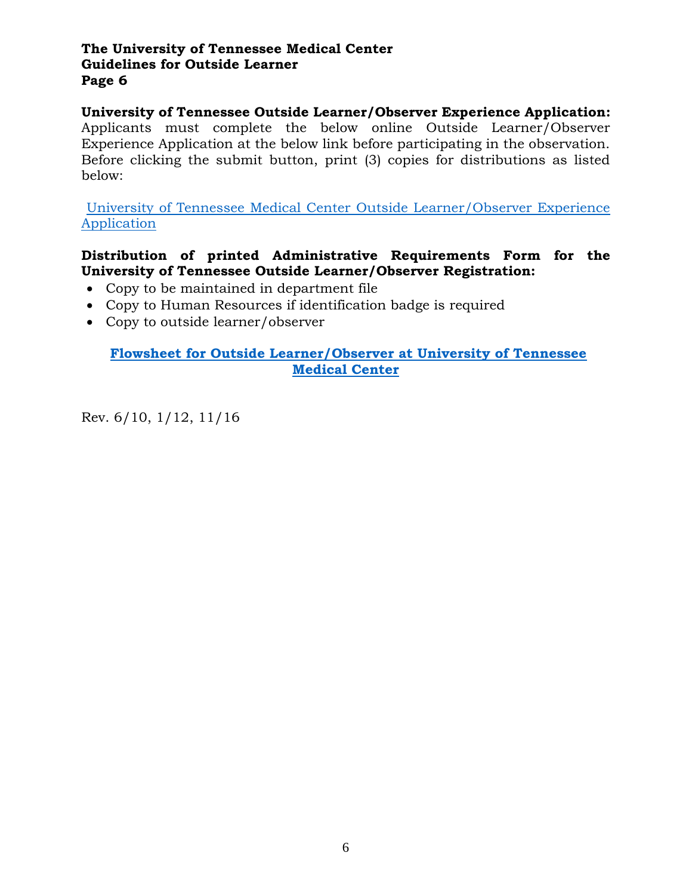**University of Tennessee Outside Learner/Observer Experience Application:** Applicants must complete the below online Outside Learner/Observer Experience Application at the below link before participating in the observation. Before clicking the submit button, print (3) copies for distributions as listed below:

University of Tennessee Medical Center Outside Learner/Observer Experience Application

**Distribution of printed Administrative Requirements Form for the University of Tennessee Outside Learner/Observer Registration:**

- Copy to be maintained in department file
- Copy to Human Resources if identification badge is required
- Copy to outside learner/observer

**Flowsheet for Outside Learner/Observer at University of Tennessee Medical Center**

Rev. 6/10, 1/12, 11/16